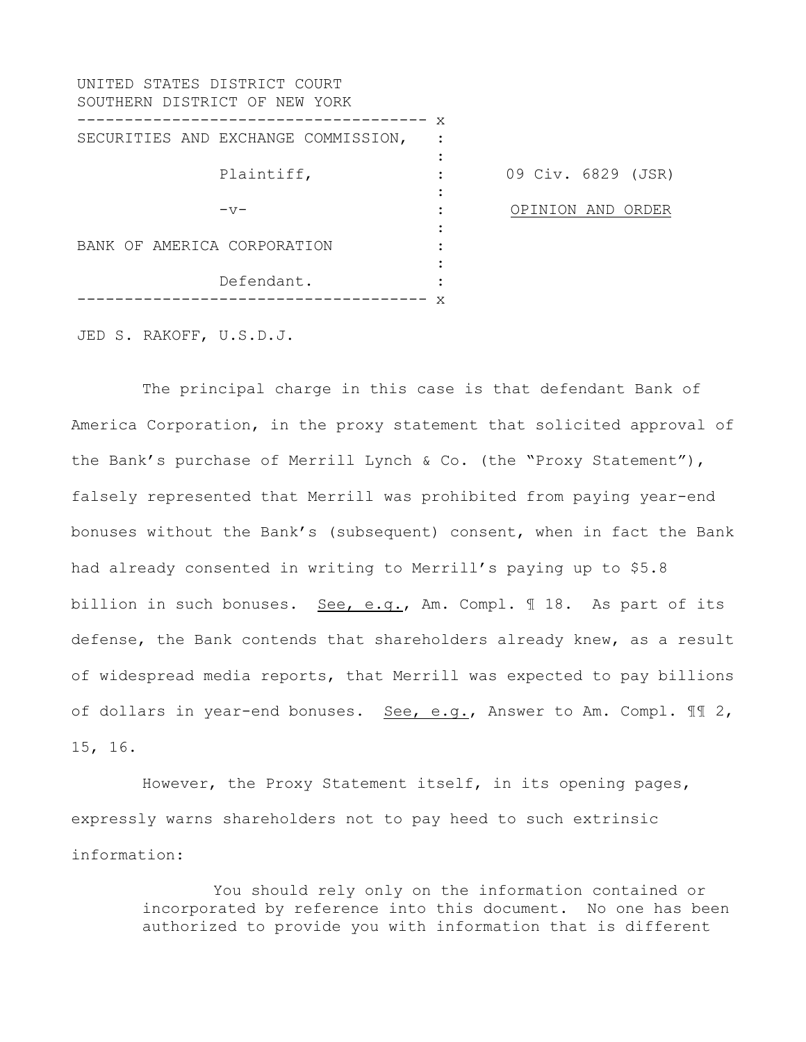UNITED STATES DISTRICT COURT
SOUTHERN DISTRICT OF NEW YORK

| | | |
|---|---|---|
| SECURITIES AND EXCHANGE COMMISSION, Plaintiff, | : | 09 Civ. 6829 (JSR) |
| -v- | : | OPINION AND ORDER |
| BANK OF AMERICA CORPORATION Defendant. | : | |

JED S. RAKOFF, U.S.D.J.

The principal charge in this case is that defendant Bank of America Corporation, in the proxy statement that solicited approval of the Bank's purchase of Merrill Lynch & Co. (the "Proxy Statement"), falsely represented that Merrill was prohibited from paying year-end bonuses without the Bank's (subsequent) consent, when in fact the Bank had already consented in writing to Merrill's paying up to $5.8 billion in such bonuses. See, e.g., Am. Compl. ¶ 18. As part of its defense, the Bank contends that shareholders already knew, as a result of widespread media reports, that Merrill was expected to pay billions of dollars in year-end bonuses. See, e.g., Answer to Am. Compl. ¶¶ 2, 15, 16.

However, the Proxy Statement itself, in its opening pages, expressly warns shareholders not to pay heed to such extrinsic information:

> You should rely only on the information contained or incorporated by reference into this document. No one has been authorized to provide you with information that is different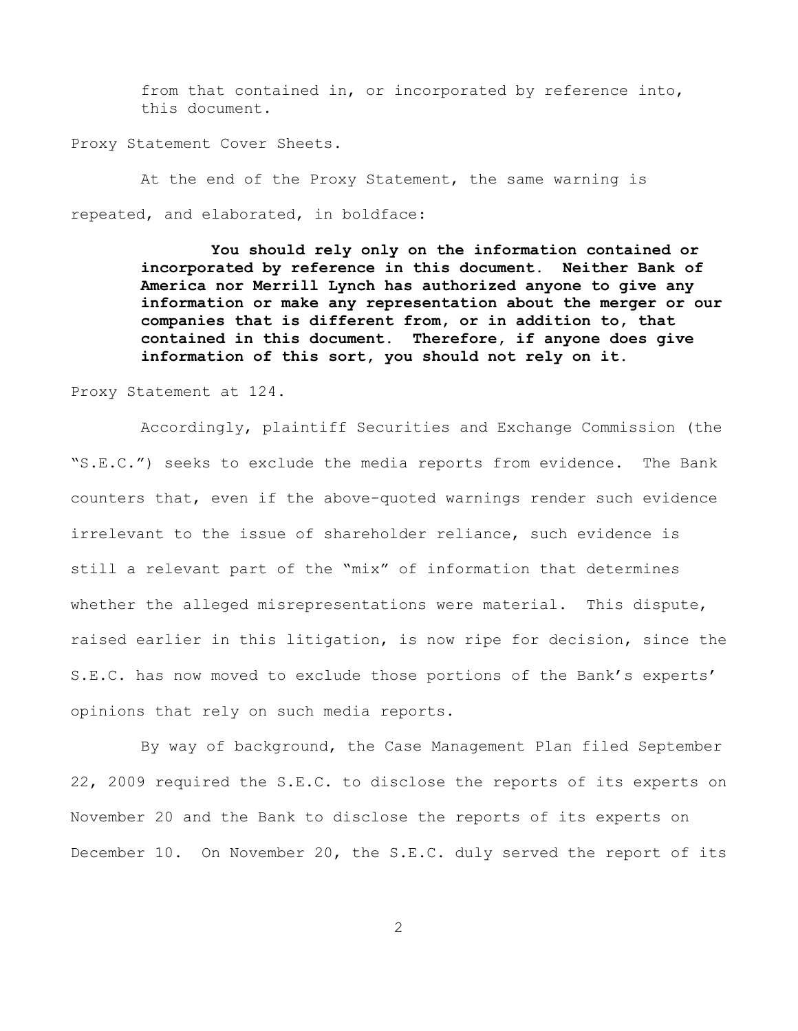> from that contained in, or incorporated by reference into, this document.

Proxy Statement Cover Sheets.

At the end of the Proxy Statement, the same warning is repeated, and elaborated, in boldface:

> **You should rely only on the information contained or incorporated by reference in this document. Neither Bank of America nor Merrill Lynch has authorized anyone to give any information or make any representation about the merger or our companies that is different from, or in addition to, that contained in this document. Therefore, if anyone does give information of this sort, you should not rely on it.**

Proxy Statement at 124.

Accordingly, plaintiff Securities and Exchange Commission (the "S.E.C.") seeks to exclude the media reports from evidence. The Bank counters that, even if the above-quoted warnings render such evidence irrelevant to the issue of shareholder reliance, such evidence is still a relevant part of the "mix" of information that determines whether the alleged misrepresentations were material. This dispute, raised earlier in this litigation, is now ripe for decision, since the S.E.C. has now moved to exclude those portions of the Bank's experts' opinions that rely on such media reports.

By way of background, the Case Management Plan filed September 22, 2009 required the S.E.C. to disclose the reports of its experts on November 20 and the Bank to disclose the reports of its experts on December 10. On November 20, the S.E.C. duly served the report of its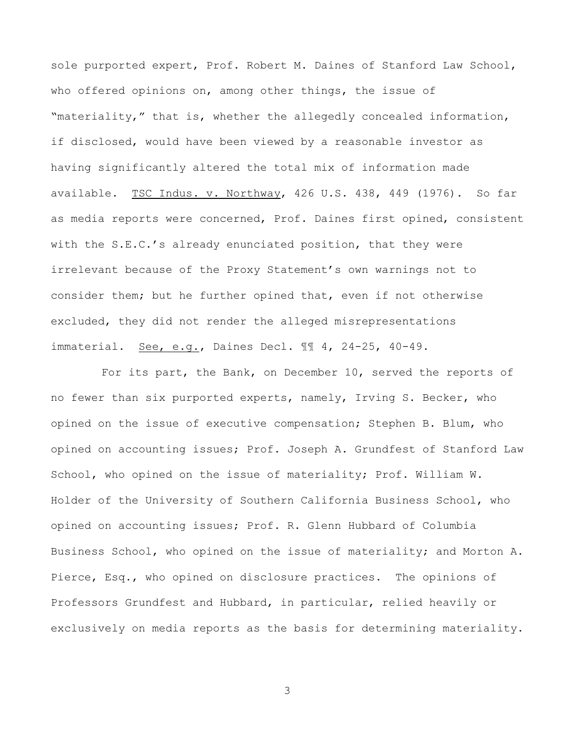sole purported expert, Prof. Robert M. Daines of Stanford Law School, who offered opinions on, among other things, the issue of "materiality," that is, whether the allegedly concealed information, if disclosed, would have been viewed by a reasonable investor as having significantly altered the total mix of information made available. TSC Indus. v. Northway, 426 U.S. 438, 449 (1976). So far as media reports were concerned, Prof. Daines first opined, consistent with the S.E.C.'s already enunciated position, that they were irrelevant because of the Proxy Statement's own warnings not to consider them; but he further opined that, even if not otherwise excluded, they did not render the alleged misrepresentations immaterial. See, e.g., Daines Decl. ¶¶ 4, 24-25, 40-49.

For its part, the Bank, on December 10, served the reports of no fewer than six purported experts, namely, Irving S. Becker, who opined on the issue of executive compensation; Stephen B. Blum, who opined on accounting issues; Prof. Joseph A. Grundfest of Stanford Law School, who opined on the issue of materiality; Prof. William W. Holder of the University of Southern California Business School, who opined on accounting issues; Prof. R. Glenn Hubbard of Columbia Business School, who opined on the issue of materiality; and Morton A. Pierce, Esq., who opined on disclosure practices. The opinions of Professors Grundfest and Hubbard, in particular, relied heavily or exclusively on media reports as the basis for determining materiality.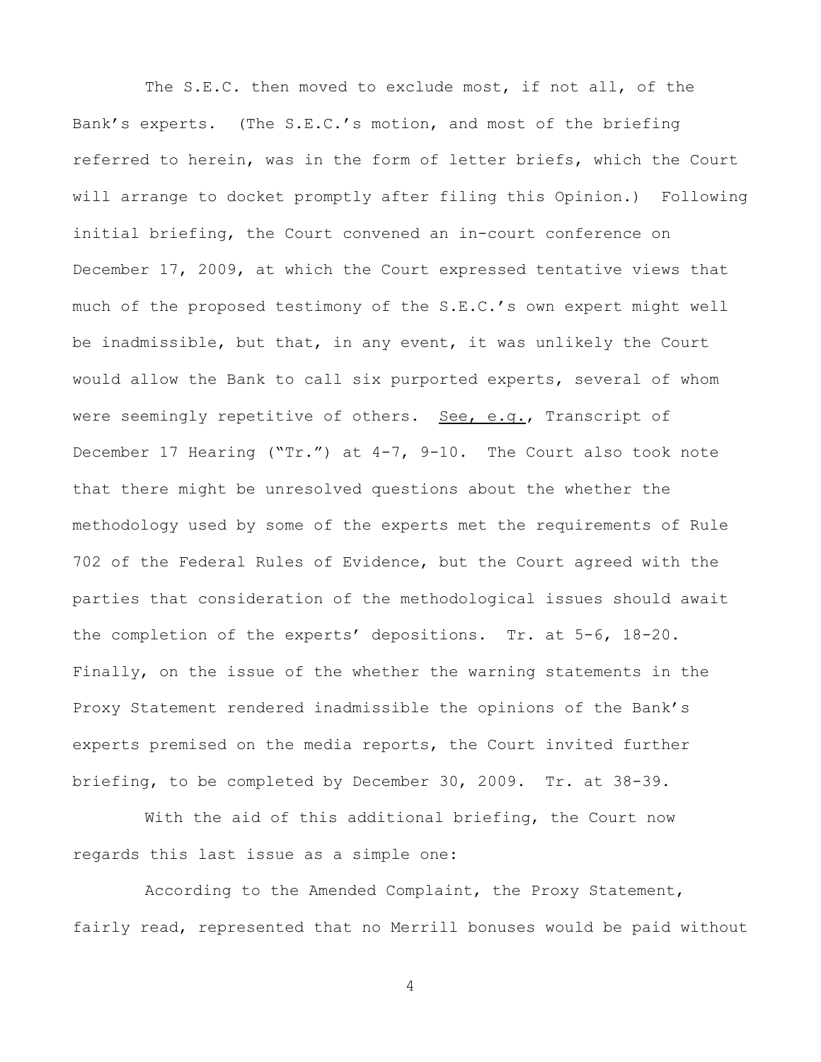The S.E.C. then moved to exclude most, if not all, of the Bank's experts. (The S.E.C.'s motion, and most of the briefing referred to herein, was in the form of letter briefs, which the Court will arrange to docket promptly after filing this Opinion.) Following initial briefing, the Court convened an in-court conference on December 17, 2009, at which the Court expressed tentative views that much of the proposed testimony of the S.E.C.'s own expert might well be inadmissible, but that, in any event, it was unlikely the Court would allow the Bank to call six purported experts, several of whom were seemingly repetitive of others. See, e.g., Transcript of December 17 Hearing ("Tr.") at 4-7, 9-10. The Court also took note that there might be unresolved questions about the whether the methodology used by some of the experts met the requirements of Rule 702 of the Federal Rules of Evidence, but the Court agreed with the parties that consideration of the methodological issues should await the completion of the experts' depositions. Tr. at 5-6, 18-20. Finally, on the issue of the whether the warning statements in the Proxy Statement rendered inadmissible the opinions of the Bank's experts premised on the media reports, the Court invited further briefing, to be completed by December 30, 2009. Tr. at 38-39.

With the aid of this additional briefing, the Court now regards this last issue as a simple one:

According to the Amended Complaint, the Proxy Statement, fairly read, represented that no Merrill bonuses would be paid without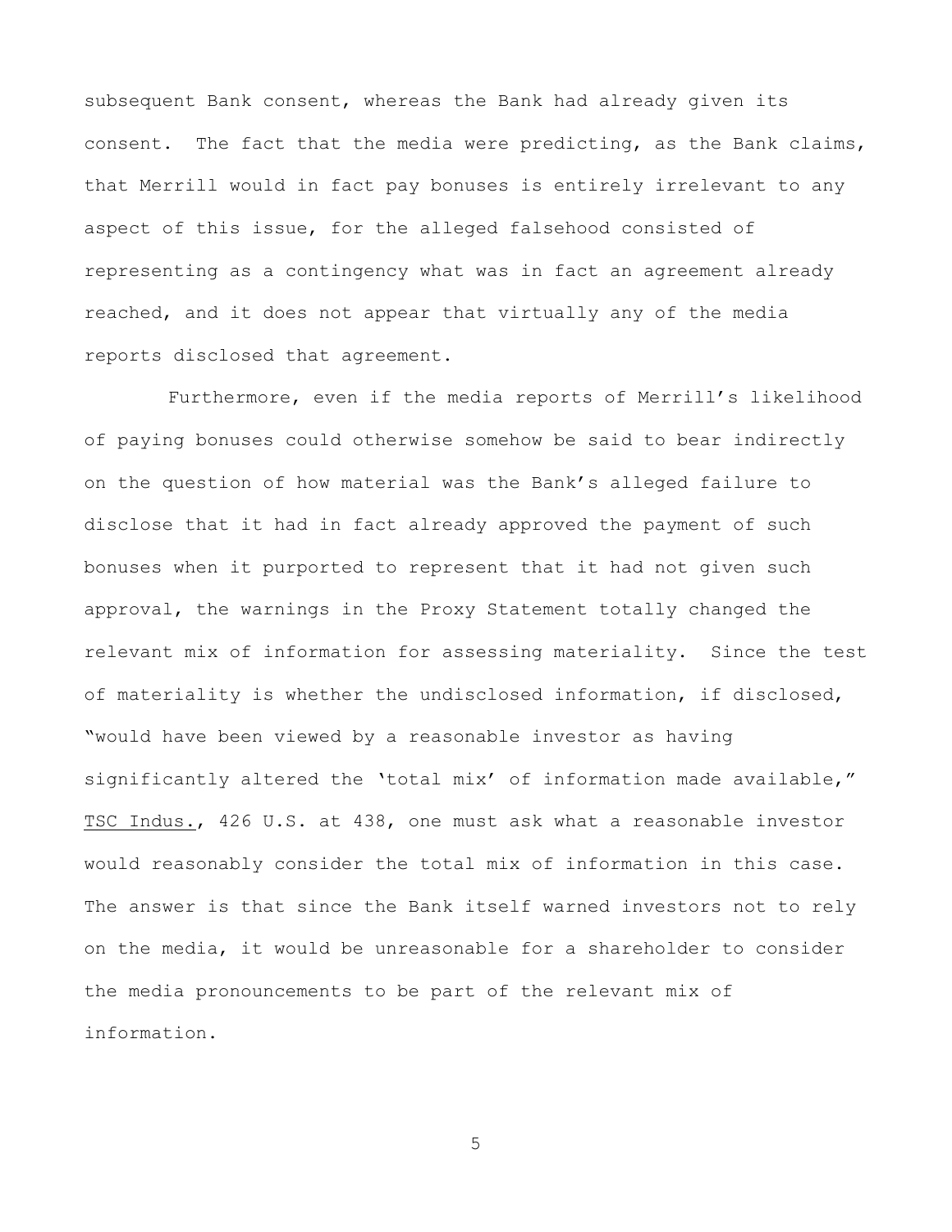subsequent Bank consent, whereas the Bank had already given its consent. The fact that the media were predicting, as the Bank claims, that Merrill would in fact pay bonuses is entirely irrelevant to any aspect of this issue, for the alleged falsehood consisted of representing as a contingency what was in fact an agreement already reached, and it does not appear that virtually any of the media reports disclosed that agreement.

Furthermore, even if the media reports of Merrill's likelihood of paying bonuses could otherwise somehow be said to bear indirectly on the question of how material was the Bank's alleged failure to disclose that it had in fact already approved the payment of such bonuses when it purported to represent that it had not given such approval, the warnings in the Proxy Statement totally changed the relevant mix of information for assessing materiality. Since the test of materiality is whether the undisclosed information, if disclosed, "would have been viewed by a reasonable investor as having significantly altered the 'total mix' of information made available," TSC Indus., 426 U.S. at 438, one must ask what a reasonable investor would reasonably consider the total mix of information in this case. The answer is that since the Bank itself warned investors not to rely on the media, it would be unreasonable for a shareholder to consider the media pronouncements to be part of the relevant mix of information.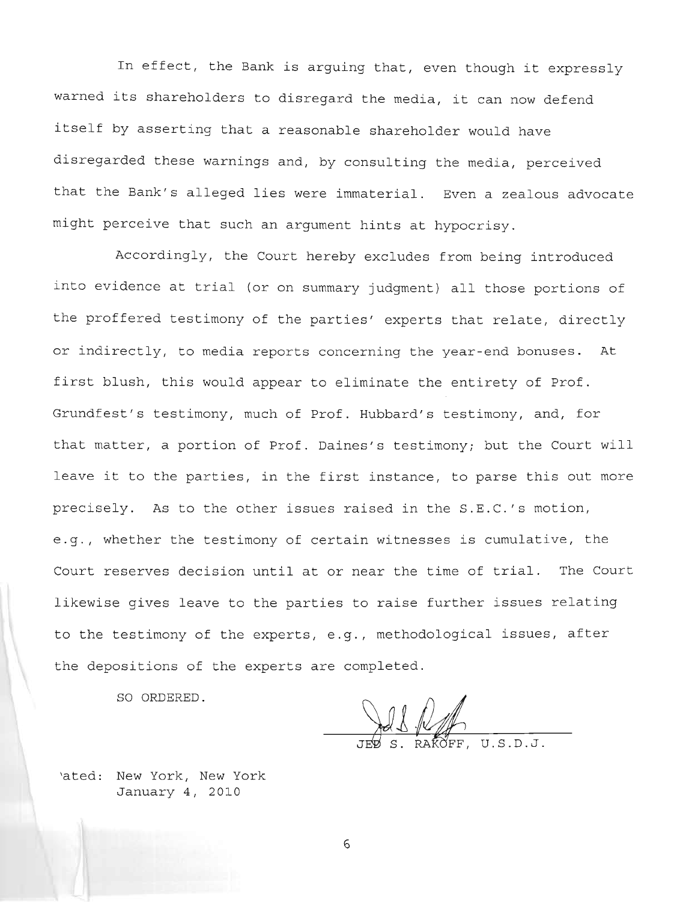In effect, the Bank is arguing that, even though it expressly warned its shareholders to disregard the media, it can now defend itself by asserting that a reasonable shareholder would have disregarded these warnings and, by consulting the media, perceived that the Bank's alleged lies were immaterial. Even a zealous advocate might perceive that such an argument hints at hypocrisy.

Accordingly, the Court hereby excludes from being introduced into evidence at trial (or on summary judgment) all those portions of the proffered testimony of the parties' experts that relate, directly or indirectly, to media reports concerning the year-end bonuses. At first blush, this would appear to eliminate the entirety of Prof. Grundfest's testimony, much of Prof. Hubbard's testimony, and, for that matter, a portion of Prof. Daines's testimony; but the Court will leave it to the parties, in the first instance, to parse this out more precisely. As to the other issues raised in the S.E.C.'s motion, e.g., whether the testimony of certain witnesses is cumulative, the Court reserves decision until at or near the time of trial. The Court likewise gives leave to the parties to raise further issues relating to the testimony of the experts, e.g., methodological issues, after the depositions of the experts are completed.

SO ORDERED.

JED S. RAKOFF, U.S.D.J.

'ated: New York, New York
January 4, 2010